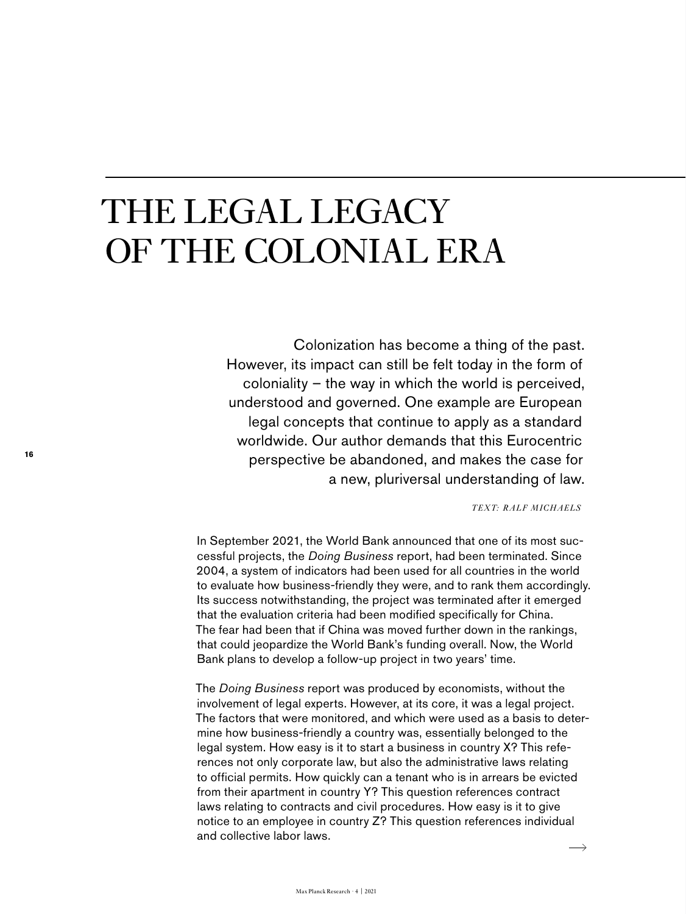# THE LEGAL LEGACY OF THE COLONIAL ERA

Colonization has become a thing of the past. However, its impact can still be felt today in the form of coloniality – the way in which the world is perceived, understood and governed. One example are European legal concepts that continue to apply as a standard worldwide. Our author demands that this Eurocentric perspective be abandoned, and makes the case for a new, pluriversal understanding of law.

*TEXT: RALF MICHAELS*

In September 2021, the World Bank announced that one of its most successful projects, the *Doing Business* report, had been terminated. Since 2004, a system of indicators had been used for all countries in the world to evaluate how business-friendly they were, and to rank them accordingly. Its success notwithstanding, the project was terminated after it emerged that the evaluation criteria had been modified specifically for China. The fear had been that if China was moved further down in the rankings, that could jeopardize the World Bank's funding overall. Now, the World Bank plans to develop a follow-up project in two years' time.

The *Doing Business* report was produced by economists, without the involvement of legal experts. However, at its core, it was a legal project. The factors that were monitored, and which were used as a basis to determine how business-friendly a country was, essentially belonged to the legal system. How easy is it to start a business in country X? This references not only corporate law, but also the administrative laws relating to official permits. How quickly can a tenant who is in arrears be evicted from their apartment in country Y? This question references contract laws relating to contracts and civil procedures. How easy is it to give notice to an employee in country Z? This question references individual and collective labor laws.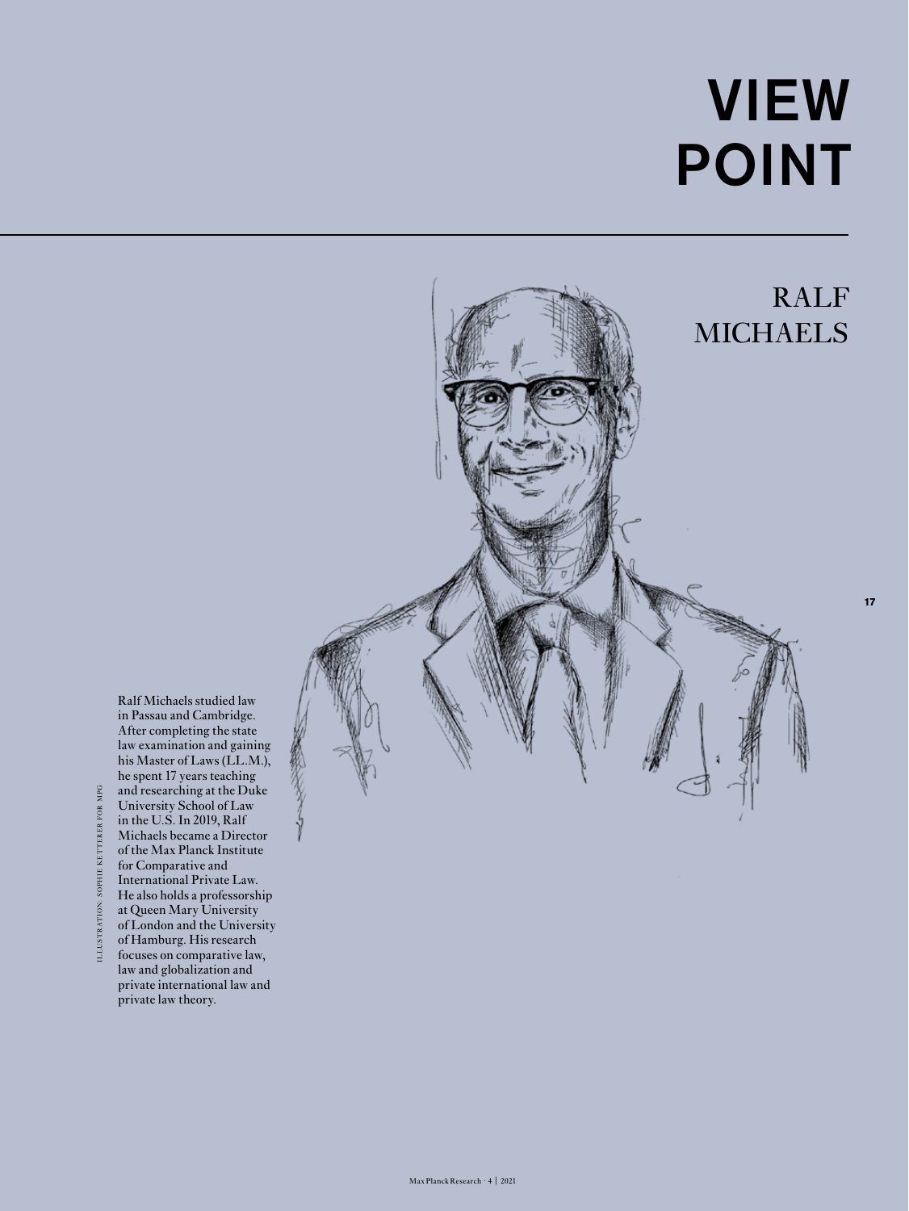# VIEW POINT

## RALF MICHAELS

Ralf Michaels studied law in Passau and Cambridge. After completing the state law examination and gaining his Master of Laws (LL.M.), he spent 17 years teaching and researching at the Duke University School of Law in the U.S. In 2019, Ralf Michaels became a Director of the Max Planck Institute for Comparative and International Private Law. He also holds a professorship at Queen Mary University of London and the University of Hamburg. His research focuses on comparative law, law and globalization and private international law and private law theory.

ILLUSTRATION: SOPHIE KETTERER FOR MPG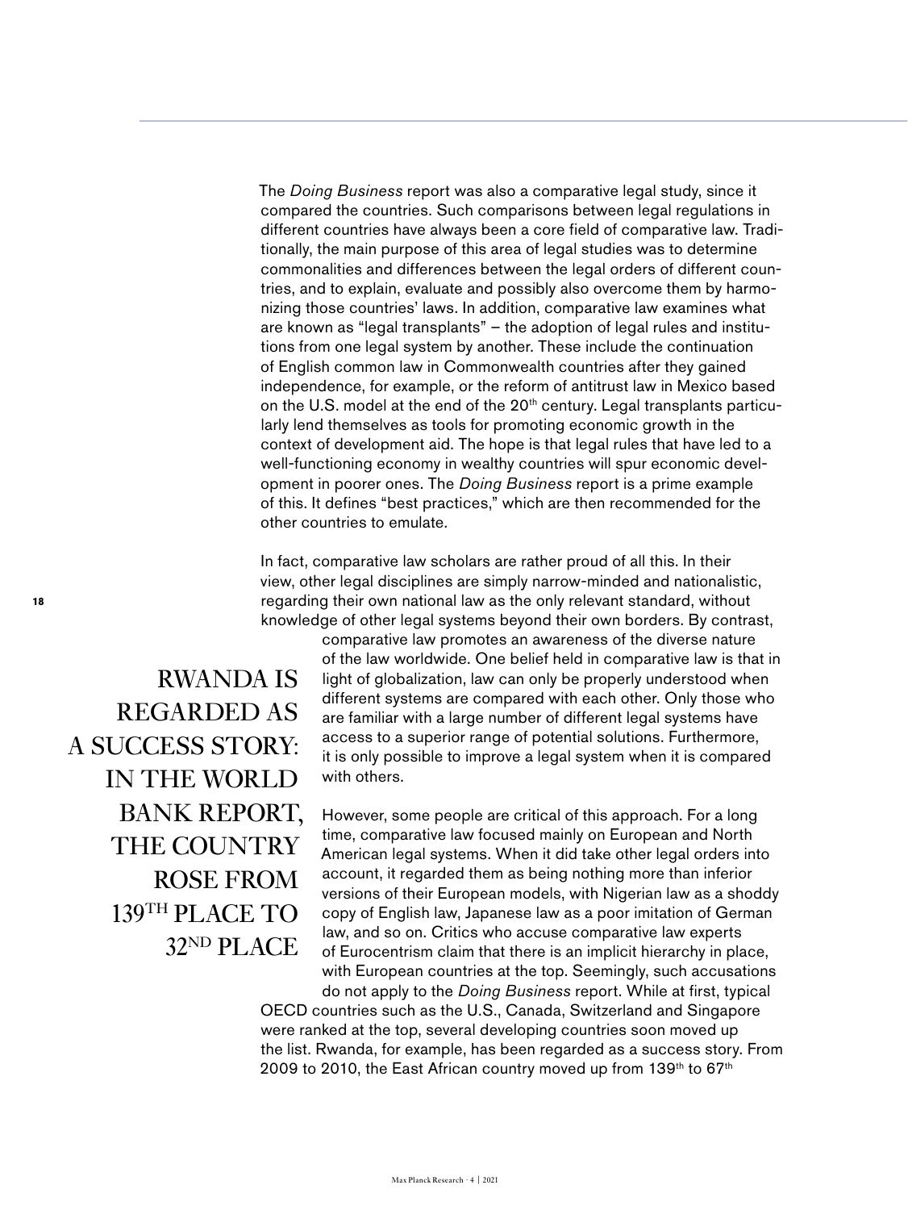The *Doing Business* report was also a comparative legal study, since it compared the countries. Such comparisons between legal regulations in different countries have always been a core field of comparative law. Traditionally, the main purpose of this area of legal studies was to determine commonalities and differences between the legal orders of different countries, and to explain, evaluate and possibly also overcome them by harmonizing those countries' laws. In addition, comparative law examines what are known as "legal transplants" – the adoption of legal rules and institutions from one legal system by another. These include the continuation of English common law in Commonwealth countries after they gained independence, for example, or the reform of antitrust law in Mexico based on the U.S. model at the end of the 20th century. Legal transplants particularly lend themselves as tools for promoting economic growth in the context of development aid. The hope is that legal rules that have led to a well-functioning economy in wealthy countries will spur economic development in poorer ones. The *Doing Business* report is a prime example of this. It defines "best practices," which are then recommended for the other countries to emulate.

In fact, comparative law scholars are rather proud of all this. In their view, other legal disciplines are simply narrow-minded and nationalistic, regarding their own national law as the only relevant standard, without knowledge of other legal systems beyond their own borders. By contrast, comparative law promotes an awareness of the diverse nature of the law worldwide. One belief held in comparative law is that in light of globalization, law can only be properly understood when different systems are compared with each other. Only those who are familiar with a large number of different legal systems have access to a superior range of potential solutions. Furthermore, it is only possible to improve a legal system when it is compared with others.

> RWANDA IS REGARDED AS A SUCCESS STORY: IN THE WORLD BANK REPORT, THE COUNTRY ROSE FROM 139TH PLACE TO 32ND PLACE

However, some people are critical of this approach. For a long time, comparative law focused mainly on European and North American legal systems. When it did take other legal orders into account, it regarded them as being nothing more than inferior versions of their European models, with Nigerian law as a shoddy copy of English law, Japanese law as a poor imitation of German law, and so on. Critics who accuse comparative law experts of Eurocentrism claim that there is an implicit hierarchy in place, with European countries at the top. Seemingly, such accusations do not apply to the *Doing Business* report. While at first, typical OECD countries such as the U.S., Canada, Switzerland and Singapore were ranked at the top, several developing countries soon moved up the list. Rwanda, for example, has been regarded as a success story. From 2009 to 2010, the East African country moved up from 139th to 67th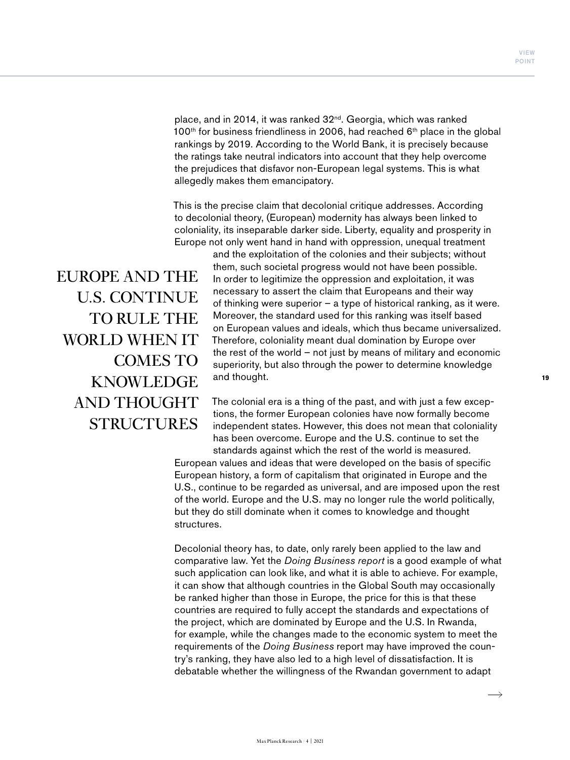place, and in 2014, it was ranked 32nd. Georgia, which was ranked 100th for business friendliness in 2006, had reached 6th place in the global rankings by 2019. According to the World Bank, it is precisely because the ratings take neutral indicators into account that they help overcome the prejudices that disfavor non-European legal systems. This is what allegedly makes them emancipatory.

This is the precise claim that decolonial critique addresses. According to decolonial theory, (European) modernity has always been linked to coloniality, its inseparable darker side. Liberty, equality and prosperity in Europe not only went hand in hand with oppression, unequal treatment and the exploitation of the colonies and their subjects; without them, such societal progress would not have been possible. In order to legitimize the oppression and exploitation, it was necessary to assert the claim that Europeans and their way of thinking were superior – a type of historical ranking, as it were. Moreover, the standard used for this ranking was itself based on European values and ideals, which thus became universalized. Therefore, coloniality meant dual domination by Europe over the rest of the world – not just by means of military and economic superiority, but also through the power to determine knowledge and thought.

> EUROPE AND THE U.S. CONTINUE TO RULE THE WORLD WHEN IT COMES TO KNOWLEDGE AND THOUGHT STRUCTURES

The colonial era is a thing of the past, and with just a few exceptions, the former European colonies have now formally become independent states. However, this does not mean that coloniality has been overcome. Europe and the U.S. continue to set the standards against which the rest of the world is measured. European values and ideas that were developed on the basis of specific European history, a form of capitalism that originated in Europe and the U.S., continue to be regarded as universal, and are imposed upon the rest of the world. Europe and the U.S. may no longer rule the world politically, but they do still dominate when it comes to knowledge and thought structures.

Decolonial theory has, to date, only rarely been applied to the law and comparative law. Yet the *Doing Business report* is a good example of what such application can look like, and what it is able to achieve. For example, it can show that although countries in the Global South may occasionally be ranked higher than those in Europe, the price for this is that these countries are required to fully accept the standards and expectations of the project, which are dominated by Europe and the U.S. In Rwanda, for example, while the changes made to the economic system to meet the requirements of the *Doing Business* report may have improved the country's ranking, they have also led to a high level of dissatisfaction. It is debatable whether the willingness of the Rwandan government to adapt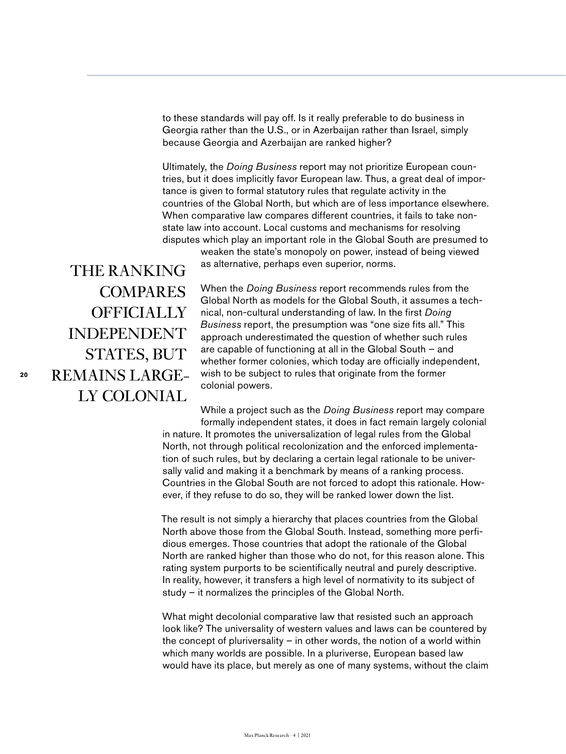to these standards will pay off. Is it really preferable to do business in Georgia rather than the U.S., or in Azerbaijan rather than Israel, simply because Georgia and Azerbaijan are ranked higher?

Ultimately, the *Doing Business* report may not prioritize European countries, but it does implicitly favor European law. Thus, a great deal of importance is given to formal statutory rules that regulate activity in the countries of the Global North, but which are of less importance elsewhere. When comparative law compares different countries, it fails to take non-state law into account. Local customs and mechanisms for resolving disputes which play an important role in the Global South are presumed to weaken the state's monopoly on power, instead of being viewed as alternative, perhaps even superior, norms.

> THE RANKING COMPARES OFFICIALLY INDEPENDENT STATES, BUT REMAINS LARGELY COLONIAL

When the *Doing Business* report recommends rules from the Global North as models for the Global South, it assumes a technical, non-cultural understanding of law. In the first *Doing Business* report, the presumption was "one size fits all." This approach underestimated the question of whether such rules are capable of functioning at all in the Global South – and whether former colonies, which today are officially independent, wish to be subject to rules that originate from the former colonial powers.

While a project such as the *Doing Business* report may compare formally independent states, it does in fact remain largely colonial in nature. It promotes the universalization of legal rules from the Global North, not through political recolonization and the enforced implementation of such rules, but by declaring a certain legal rationale to be universally valid and making it a benchmark by means of a ranking process. Countries in the Global South are not forced to adopt this rationale. However, if they refuse to do so, they will be ranked lower down the list.

The result is not simply a hierarchy that places countries from the Global North above those from the Global South. Instead, something more perfidious emerges. Those countries that adopt the rationale of the Global North are ranked higher than those who do not, for this reason alone. This rating system purports to be scientifically neutral and purely descriptive. In reality, however, it transfers a high level of normativity to its subject of study – it normalizes the principles of the Global North.

What might decolonial comparative law that resisted such an approach look like? The universality of western values and laws can be countered by the concept of pluriversality – in other words, the notion of a world within which many worlds are possible. In a pluriverse, European based law would have its place, but merely as one of many systems, without the claim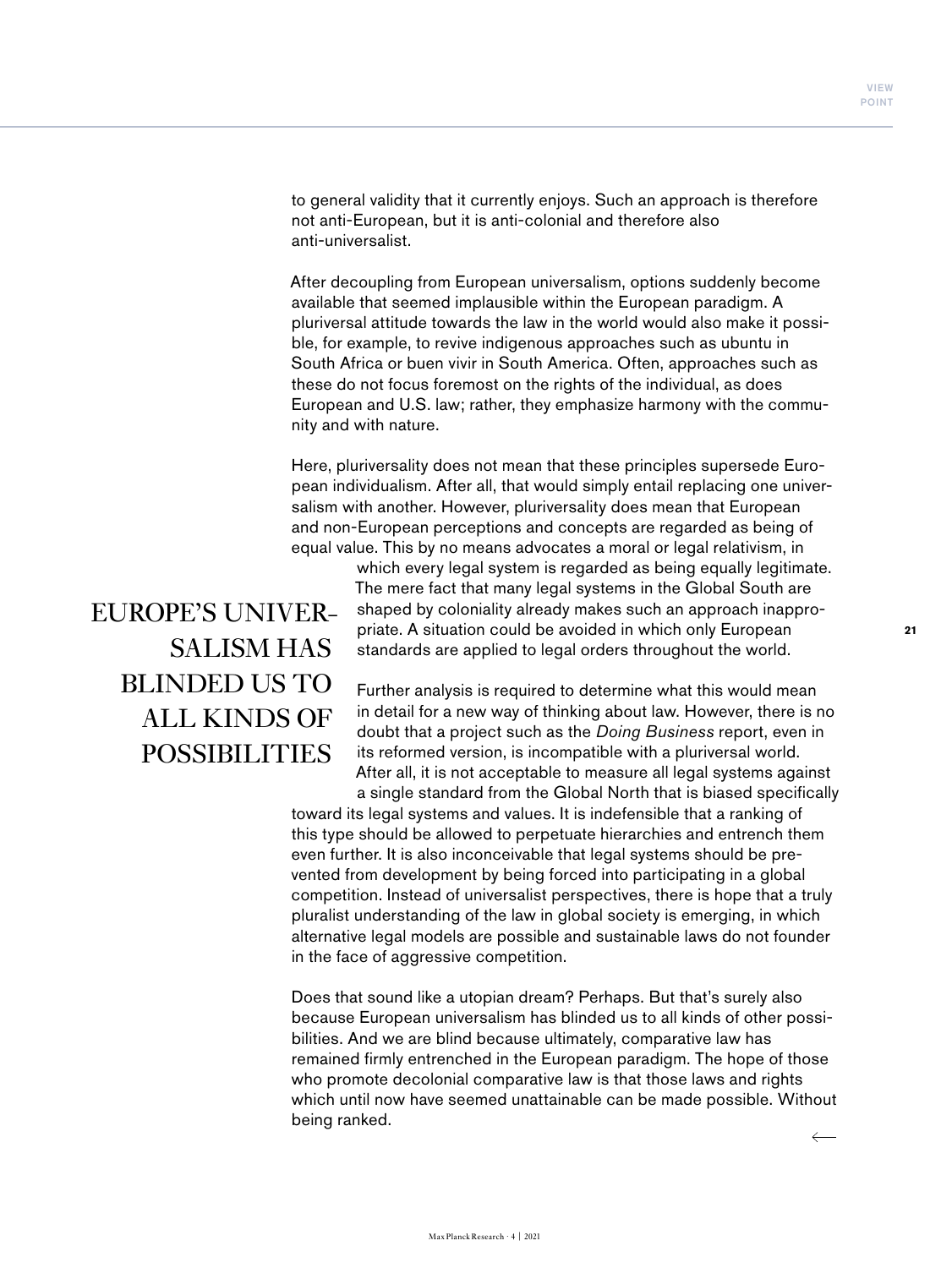to general validity that it currently enjoys. Such an approach is therefore not anti-European, but it is anti-colonial and therefore also anti-universalist.

After decoupling from European universalism, options suddenly become available that seemed implausible within the European paradigm. A pluriversal attitude towards the law in the world would also make it possible, for example, to revive indigenous approaches such as ubuntu in South Africa or buen vivir in South America. Often, approaches such as these do not focus foremost on the rights of the individual, as does European and U.S. law; rather, they emphasize harmony with the community and with nature.

Here, pluriversality does not mean that these principles supersede European individualism. After all, that would simply entail replacing one universalism with another. However, pluriversality does mean that European and non-European perceptions and concepts are regarded as being of equal value. This by no means advocates a moral or legal relativism, in which every legal system is regarded as being equally legitimate. The mere fact that many legal systems in the Global South are shaped by coloniality already makes such an approach inappropriate. A situation could be avoided in which only European standards are applied to legal orders throughout the world.

> EUROPE'S UNIVERSALISM HAS BLINDED US TO ALL KINDS OF POSSIBILITIES

Further analysis is required to determine what this would mean in detail for a new way of thinking about law. However, there is no doubt that a project such as the *Doing Business* report, even in its reformed version, is incompatible with a pluriversal world. After all, it is not acceptable to measure all legal systems against a single standard from the Global North that is biased specifically toward its legal systems and values. It is indefensible that a ranking of this type should be allowed to perpetuate hierarchies and entrench them even further. It is also inconceivable that legal systems should be prevented from development by being forced into participating in a global competition. Instead of universalist perspectives, there is hope that a truly pluralist understanding of the law in global society is emerging, in which alternative legal models are possible and sustainable laws do not founder in the face of aggressive competition.

Does that sound like a utopian dream? Perhaps. But that's surely also because European universalism has blinded us to all kinds of other possibilities. And we are blind because ultimately, comparative law has remained firmly entrenched in the European paradigm. The hope of those who promote decolonial comparative law is that those laws and rights which until now have seemed unattainable can be made possible. Without being ranked.